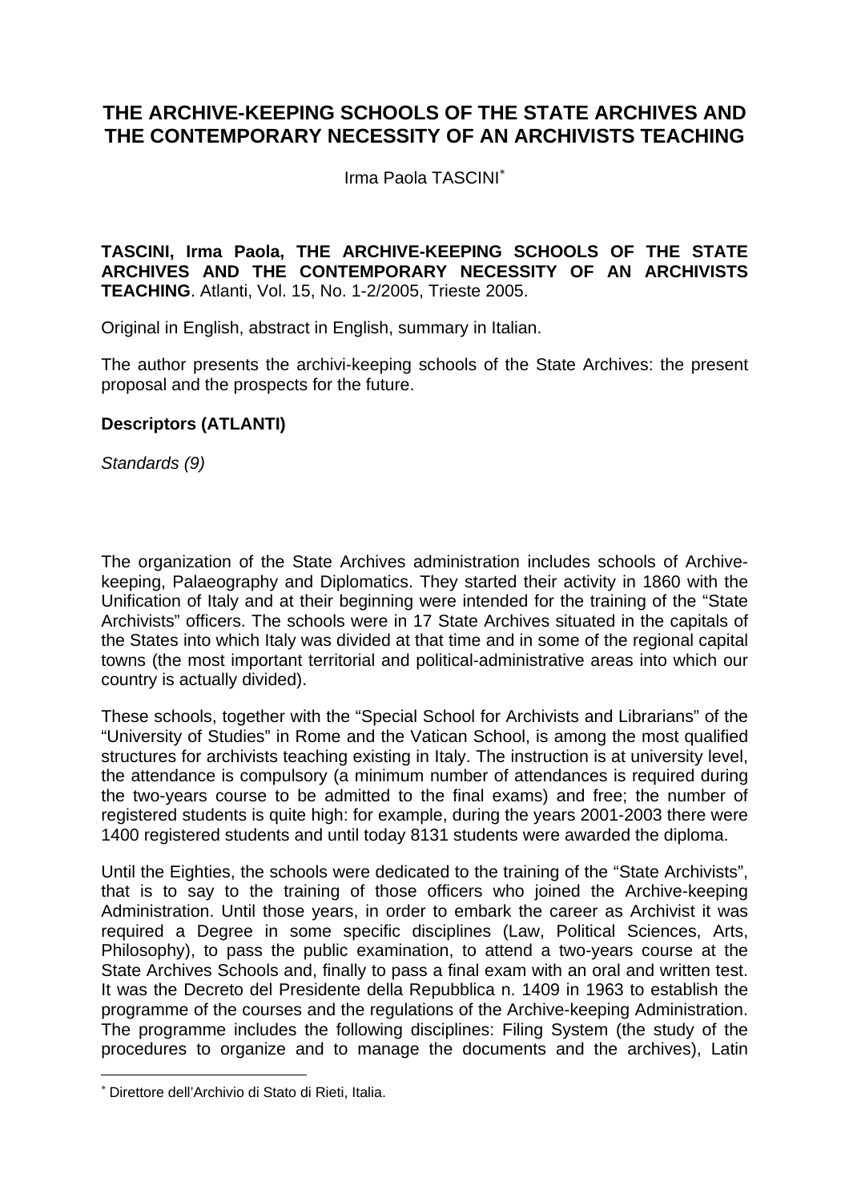# THE ARCHIVE-KEEPING SCHOOLS OF THE STATE ARCHIVES AND THE CONTEMPORARY NECESSITY OF AN ARCHIVISTS TEACHING

Irma Paola TASCINI[*]

**TASCINI, Irma Paola, THE ARCHIVE-KEEPING SCHOOLS OF THE STATE ARCHIVES AND THE CONTEMPORARY NECESSITY OF AN ARCHIVISTS TEACHING**. Atlanti, Vol. 15, No. 1-2/2005, Trieste 2005.

Original in English, abstract in English, summary in Italian.

The author presents the archivi-keeping schools of the State Archives: the present proposal and the prospects for the future.

**Descriptors (ATLANTI)**

*Standards (9)*

The organization of the State Archives administration includes schools of Archive-keeping, Palaeography and Diplomatics. They started their activity in 1860 with the Unification of Italy and at their beginning were intended for the training of the "State Archivists" officers. The schools were in 17 State Archives situated in the capitals of the States into which Italy was divided at that time and in some of the regional capital towns (the most important territorial and political-administrative areas into which our country is actually divided).

These schools, together with the "Special School for Archivists and Librarians" of the "University of Studies" in Rome and the Vatican School, is among the most qualified structures for archivists teaching existing in Italy. The instruction is at university level, the attendance is compulsory (a minimum number of attendances is required during the two-years course to be admitted to the final exams) and free; the number of registered students is quite high: for example, during the years 2001-2003 there were 1400 registered students and until today 8131 students were awarded the diploma.

Until the Eighties, the schools were dedicated to the training of the "State Archivists", that is to say to the training of those officers who joined the Archive-keeping Administration. Until those years, in order to embark the career as Archivist it was required a Degree in some specific disciplines (Law, Political Sciences, Arts, Philosophy), to pass the public examination, to attend a two-years course at the State Archives Schools and, finally to pass a final exam with an oral and written test. It was the Decreto del Presidente della Repubblica n. 1409 in 1963 to establish the programme of the courses and the regulations of the Archive-keeping Administration. The programme includes the following disciplines: Filing System (the study of the procedures to organize and to manage the documents and the archives), Latin

[*] Direttore dell'Archivio di Stato di Rieti, Italia.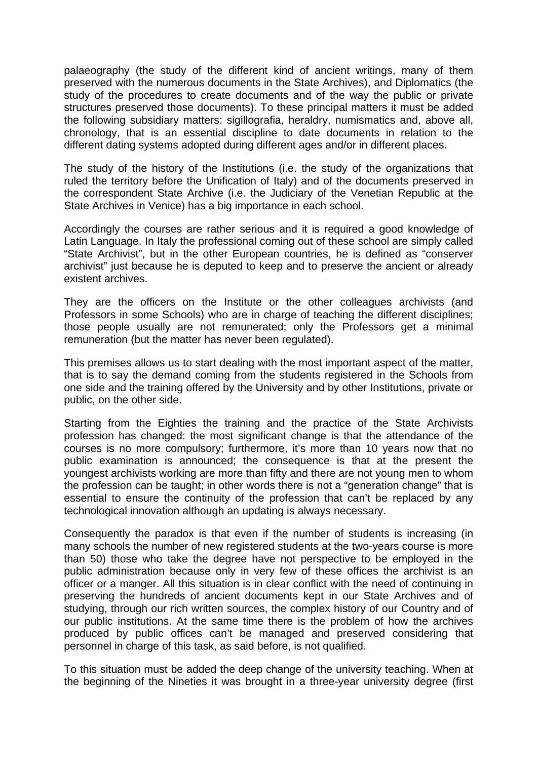palaeography (the study of the different kind of ancient writings, many of them preserved with the numerous documents in the State Archives), and Diplomatics (the study of the procedures to create documents and of the way the public or private structures preserved those documents). To these principal matters it must be added the following subsidiary matters: sigillografia, heraldry, numismatics and, above all, chronology, that is an essential discipline to date documents in relation to the different dating systems adopted during different ages and/or in different places.

The study of the history of the Institutions (i.e. the study of the organizations that ruled the territory before the Unification of Italy) and of the documents preserved in the correspondent State Archive (i.e. the Judiciary of the Venetian Republic at the State Archives in Venice) has a big importance in each school.

Accordingly the courses are rather serious and it is required a good knowledge of Latin Language. In Italy the professional coming out of these school are simply called "State Archivist", but in the other European countries, he is defined as "conserver archivist" just because he is deputed to keep and to preserve the ancient or already existent archives.

They are the officers on the Institute or the other colleagues archivists (and Professors in some Schools) who are in charge of teaching the different disciplines; those people usually are not remunerated; only the Professors get a minimal remuneration (but the matter has never been regulated).

This premises allows us to start dealing with the most important aspect of the matter, that is to say the demand coming from the students registered in the Schools from one side and the training offered by the University and by other Institutions, private or public, on the other side.

Starting from the Eighties the training and the practice of the State Archivists profession has changed: the most significant change is that the attendance of the courses is no more compulsory; furthermore, it's more than 10 years now that no public examination is announced; the consequence is that at the present the youngest archivists working are more than fifty and there are not young men to whom the profession can be taught; in other words there is not a "generation change" that is essential to ensure the continuity of the profession that can't be replaced by any technological innovation although an updating is always necessary.

Consequently the paradox is that even if the number of students is increasing (in many schools the number of new registered students at the two-years course is more than 50) those who take the degree have not perspective to be employed in the public administration because only in very few of these offices the archivist is an officer or a manger. All this situation is in clear conflict with the need of continuing in preserving the hundreds of ancient documents kept in our State Archives and of studying, through our rich written sources, the complex history of our Country and of our public institutions. At the same time there is the problem of how the archives produced by public offices can't be managed and preserved considering that personnel in charge of this task, as said before, is not qualified.

To this situation must be added the deep change of the university teaching. When at the beginning of the Nineties it was brought in a three-year university degree (first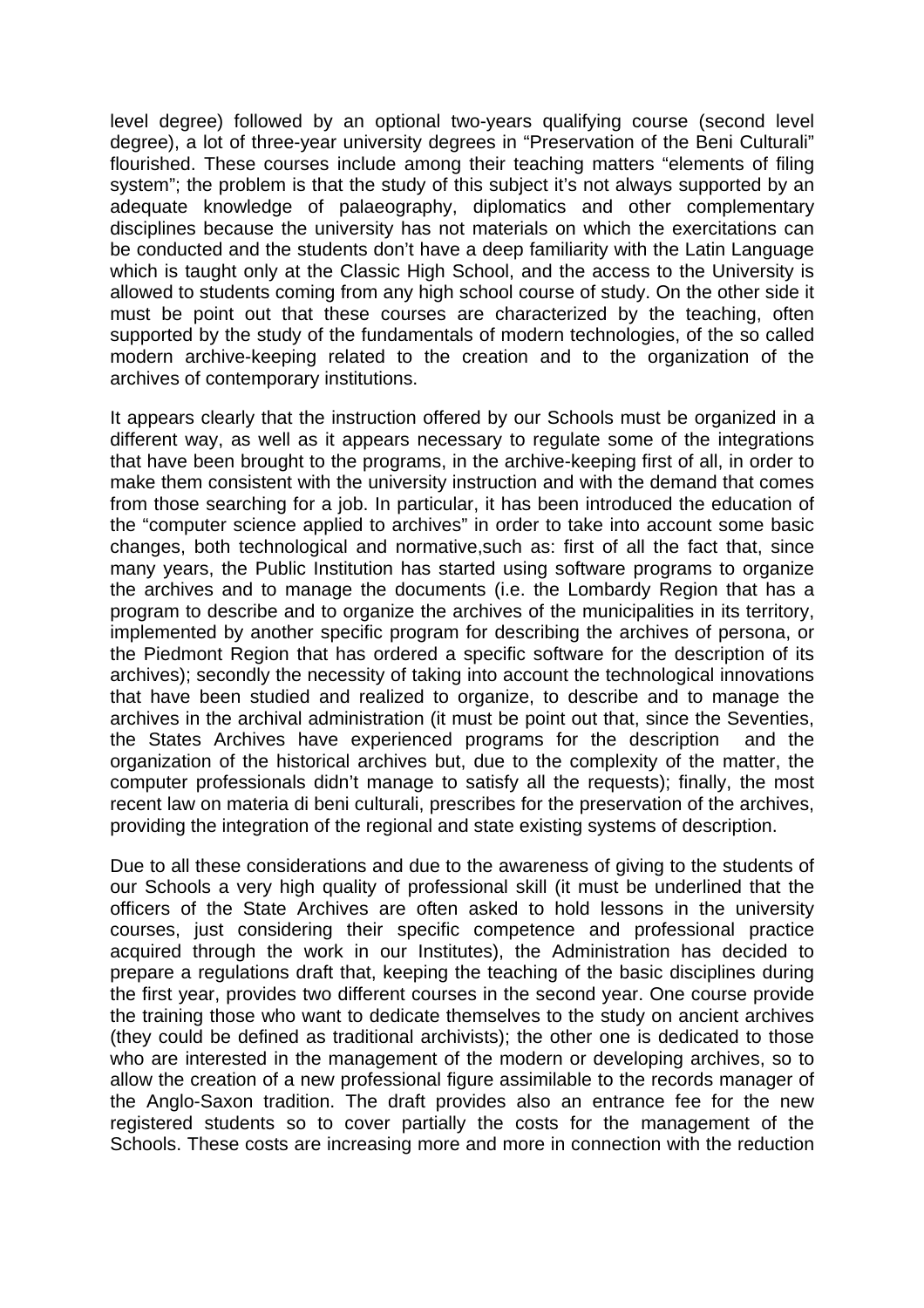level degree) followed by an optional two-years qualifying course (second level degree), a lot of three-year university degrees in "Preservation of the Beni Culturali" flourished. These courses include among their teaching matters "elements of filing system"; the problem is that the study of this subject it's not always supported by an adequate knowledge of palaeography, diplomatics and other complementary disciplines because the university has not materials on which the exercitations can be conducted and the students don't have a deep familiarity with the Latin Language which is taught only at the Classic High School, and the access to the University is allowed to students coming from any high school course of study. On the other side it must be point out that these courses are characterized by the teaching, often supported by the study of the fundamentals of modern technologies, of the so called modern archive-keeping related to the creation and to the organization of the archives of contemporary institutions.

It appears clearly that the instruction offered by our Schools must be organized in a different way, as well as it appears necessary to regulate some of the integrations that have been brought to the programs, in the archive-keeping first of all, in order to make them consistent with the university instruction and with the demand that comes from those searching for a job. In particular, it has been introduced the education of the "computer science applied to archives" in order to take into account some basic changes, both technological and normative,such as: first of all the fact that, since many years, the Public Institution has started using software programs to organize the archives and to manage the documents (i.e. the Lombardy Region that has a program to describe and to organize the archives of the municipalities in its territory, implemented by another specific program for describing the archives of persona, or the Piedmont Region that has ordered a specific software for the description of its archives); secondly the necessity of taking into account the technological innovations that have been studied and realized to organize, to describe and to manage the archives in the archival administration (it must be point out that, since the Seventies, the States Archives have experienced programs for the description and the organization of the historical archives but, due to the complexity of the matter, the computer professionals didn't manage to satisfy all the requests); finally, the most recent law on materia di beni culturali, prescribes for the preservation of the archives, providing the integration of the regional and state existing systems of description.

Due to all these considerations and due to the awareness of giving to the students of our Schools a very high quality of professional skill (it must be underlined that the officers of the State Archives are often asked to hold lessons in the university courses, just considering their specific competence and professional practice acquired through the work in our Institutes), the Administration has decided to prepare a regulations draft that, keeping the teaching of the basic disciplines during the first year, provides two different courses in the second year. One course provide the training those who want to dedicate themselves to the study on ancient archives (they could be defined as traditional archivists); the other one is dedicated to those who are interested in the management of the modern or developing archives, so to allow the creation of a new professional figure assimilable to the records manager of the Anglo-Saxon tradition. The draft provides also an entrance fee for the new registered students so to cover partially the costs for the management of the Schools. These costs are increasing more and more in connection with the reduction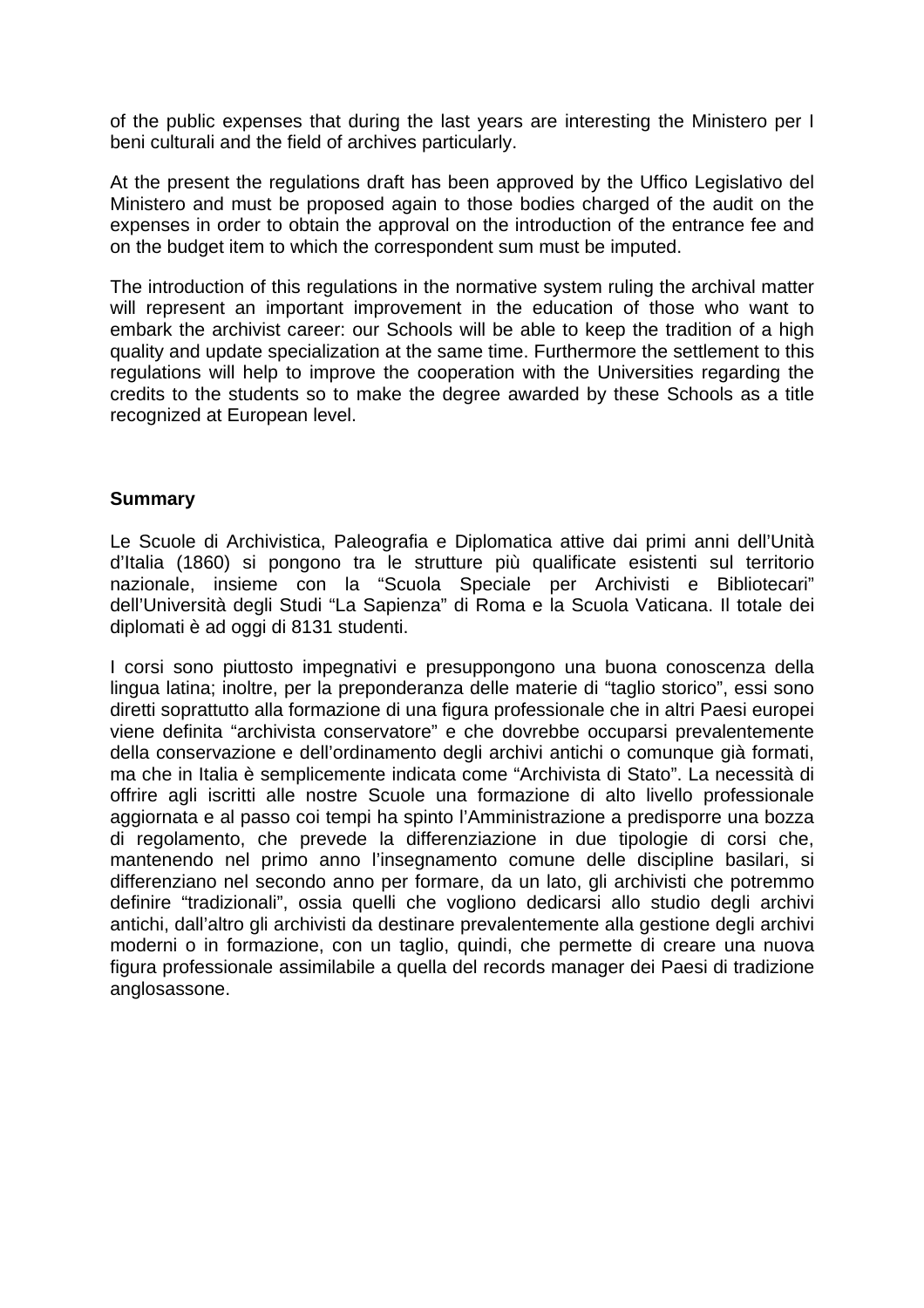of the public expenses that during the last years are interesting the Ministero per I beni culturali and the field of archives particularly.

At the present the regulations draft has been approved by the Uffico Legislativo del Ministero and must be proposed again to those bodies charged of the audit on the expenses in order to obtain the approval on the introduction of the entrance fee and on the budget item to which the correspondent sum must be imputed.

The introduction of this regulations in the normative system ruling the archival matter will represent an important improvement in the education of those who want to embark the archivist career: our Schools will be able to keep the tradition of a high quality and update specialization at the same time. Furthermore the settlement to this regulations will help to improve the cooperation with the Universities regarding the credits to the students so to make the degree awarded by these Schools as a title recognized at European level.

**Summary**

Le Scuole di Archivistica, Paleografia e Diplomatica attive dai primi anni dell'Unità d'Italia (1860) si pongono tra le strutture più qualificate esistenti sul territorio nazionale, insieme con la "Scuola Speciale per Archivisti e Bibliotecari" dell'Università degli Studi "La Sapienza" di Roma e la Scuola Vaticana. Il totale dei diplomati è ad oggi di 8131 studenti.

I corsi sono piuttosto impegnativi e presuppongono una buona conoscenza della lingua latina; inoltre, per la preponderanza delle materie di "taglio storico", essi sono diretti soprattutto alla formazione di una figura professionale che in altri Paesi europei viene definita "archivista conservatore" e che dovrebbe occuparsi prevalentemente della conservazione e dell'ordinamento degli archivi antichi o comunque già formati, ma che in Italia è semplicemente indicata come "Archivista di Stato". La necessità di offrire agli iscritti alle nostre Scuole una formazione di alto livello professionale aggiornata e al passo coi tempi ha spinto l'Amministrazione a predisporre una bozza di regolamento, che prevede la differenziazione in due tipologie di corsi che, mantenendo nel primo anno l'insegnamento comune delle discipline basilari, si differenziano nel secondo anno per formare, da un lato, gli archivisti che potremmo definire "tradizionali", ossia quelli che vogliono dedicarsi allo studio degli archivi antichi, dall'altro gli archivisti da destinare prevalentemente alla gestione degli archivi moderni o in formazione, con un taglio, quindi, che permette di creare una nuova figura professionale assimilabile a quella del records manager dei Paesi di tradizione anglosassone.